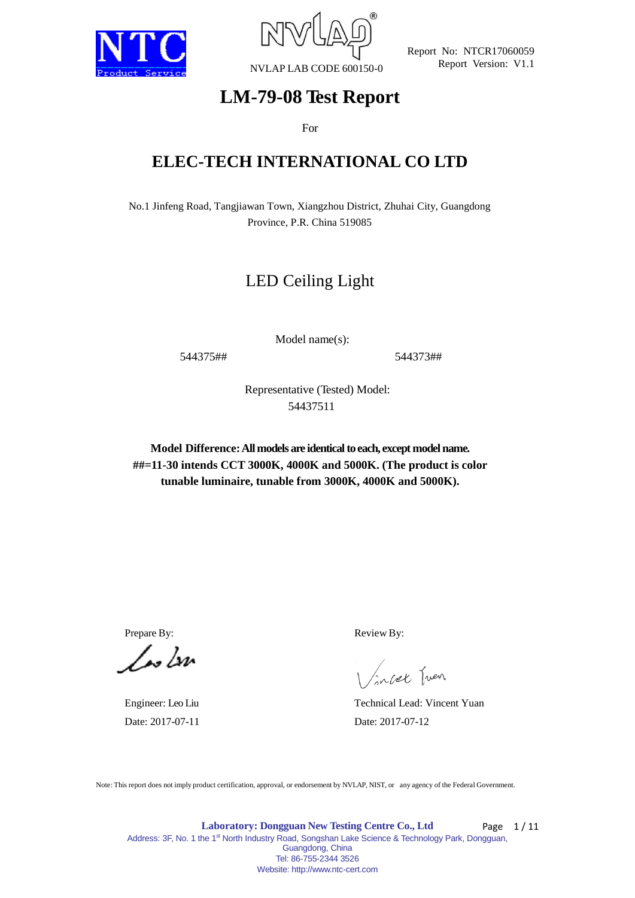NTC Product Service

NVLAP LAB CODE 600150-0

Report No: NTCR17060059
Report Version: V1.1

# LM-79-08 Test Report

For

## ELEC-TECH INTERNATIONAL CO LTD

No.1 Jinfeng Road, Tangjiawan Town, Xiangzhou District, Zhuhai City, Guangdong Province, P.R. China 519085

## LED Ceiling Light

Model name(s):

544375## 544373##

Representative (Tested) Model:
54437511

**Model Difference: All models are identical to each, except model name. ##=11-30 intends CCT 3000K, 4000K and 5000K. (The product is color tunable luminaire, tunable from 3000K, 4000K and 5000K).**

Prepare By:

Engineer: Leo Liu
Date: 2017-07-11

Review By:

Technical Lead: Vincent Yuan
Date: 2017-07-12

Note: This report does not imply product certification, approval, or endorsement by NVLAP, NIST, or any agency of the Federal Government.

**Laboratory: Dongguan New Testing Centre Co., Ltd**
Address: 3F, No. 1 the 1st North Industry Road, Songshan Lake Science & Technology Park, Dongguan, Guangdong, China
Tel: 86-755-2344 3526
Website: http://www.ntc-cert.com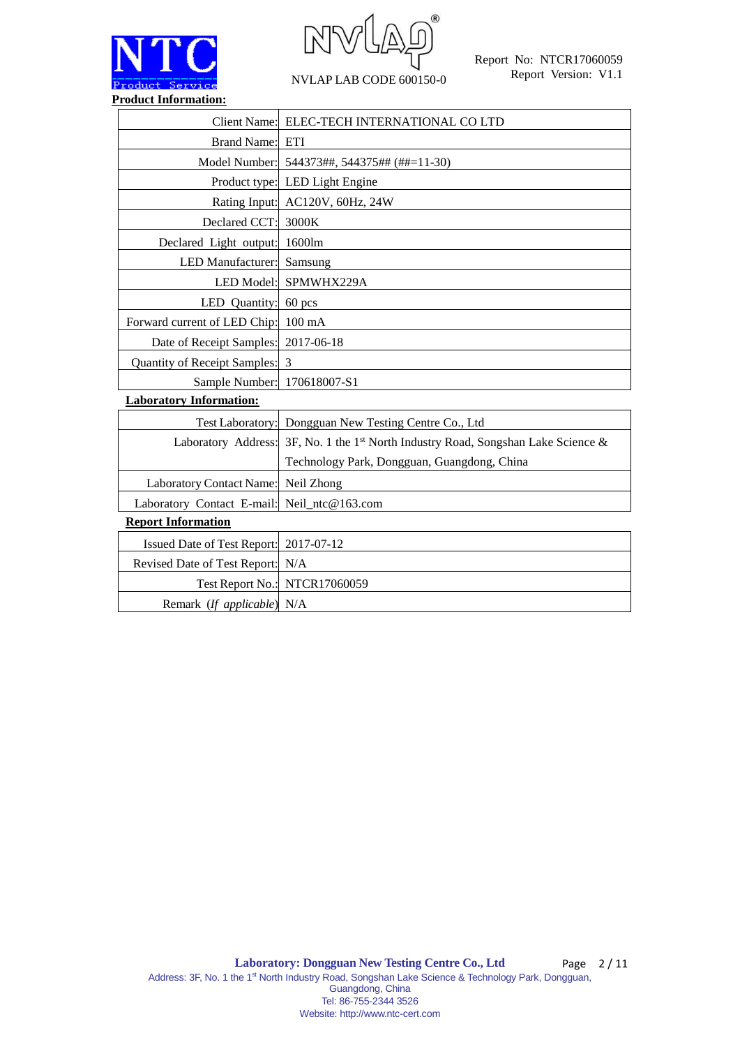## Product Information:

| | |
|---|---|
| Client Name: | ELEC-TECH INTERNATIONAL CO LTD |
| Brand Name: | ETI |
| Model Number: | 544373##, 544375## (##=11-30) |
| Product type: | LED Light Engine |
| Rating Input: | AC120V, 60Hz, 24W |
| Declared CCT: | 3000K |
| Declared Light output: | 1600lm |
| LED Manufacturer: | Samsung |
| LED Model: | SPMWHX229A |
| LED Quantity: | 60 pcs |
| Forward current of LED Chip: | 100 mA |
| Date of Receipt Samples: | 2017-06-18 |
| Quantity of Receipt Samples: | 3 |
| Sample Number: | 170618007-S1 |

## Laboratory Information:

| | |
|---|---|
| Test Laboratory: | Dongguan New Testing Centre Co., Ltd |
| Laboratory Address: | 3F, No. 1 the 1st North Industry Road, Songshan Lake Science & Technology Park, Dongguan, Guangdong, China |
| Laboratory Contact Name: | Neil Zhong |
| Laboratory Contact E-mail: | Neil_ntc@163.com |

## Report Information

| | |
|---|---|
| Issued Date of Test Report: | 2017-07-12 |
| Revised Date of Test Report: | N/A |
| Test Report No.: | NTCR17060059 |
| Remark (*If applicable*) | N/A |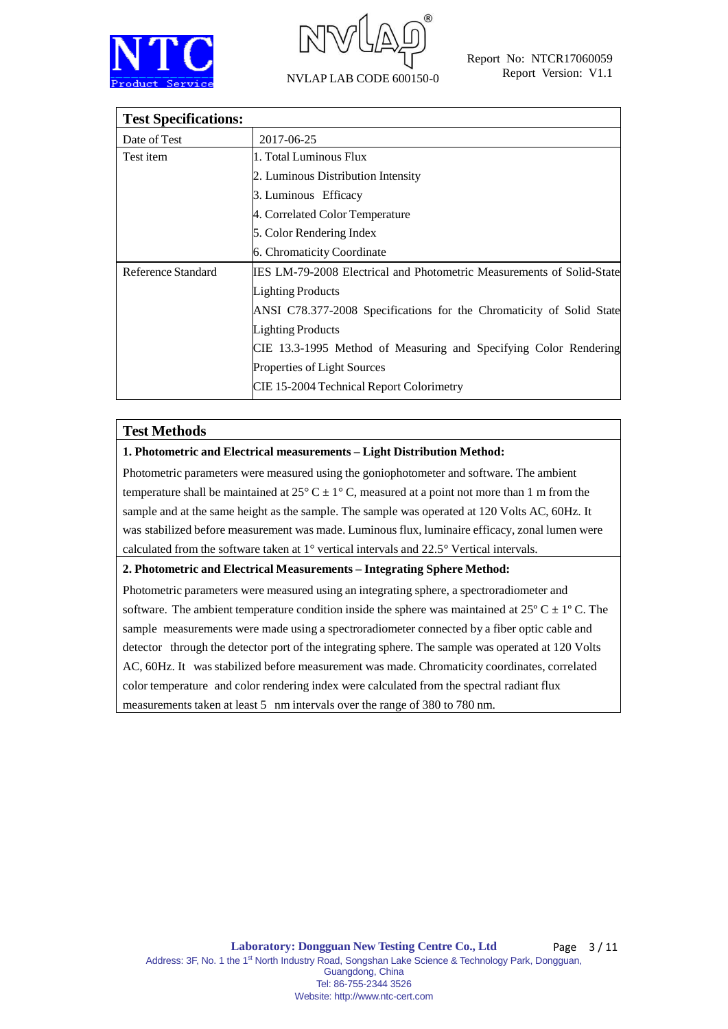| Test Specifications: | |
| --- | --- |
| Date of Test | 2017-06-25 |
| Test item | 1. Total Luminous Flux<br>2. Luminous Distribution Intensity<br>3. Luminous Efficacy<br>4. Correlated Color Temperature<br>5. Color Rendering Index<br>6. Chromaticity Coordinate |
| Reference Standard | IES LM-79-2008 Electrical and Photometric Measurements of Solid-State Lighting Products<br>ANSI C78.377-2008 Specifications for the Chromaticity of Solid State Lighting Products<br>CIE 13.3-1995 Method of Measuring and Specifying Color Rendering Properties of Light Sources<br>CIE 15-2004 Technical Report Colorimetry |

## Test Methods

**1. Photometric and Electrical measurements – Light Distribution Method:**

Photometric parameters were measured using the goniophotometer and software. The ambient temperature shall be maintained at 25° C ± 1° C, measured at a point not more than 1 m from the sample and at the same height as the sample. The sample was operated at 120 Volts AC, 60Hz. It was stabilized before measurement was made. Luminous flux, luminaire efficacy, zonal lumen were calculated from the software taken at 1° vertical intervals and 22.5° Vertical intervals.

**2. Photometric and Electrical Measurements – Integrating Sphere Method:**

Photometric parameters were measured using an integrating sphere, a spectroradiometer and software. The ambient temperature condition inside the sphere was maintained at 25º C ± 1º C. The sample measurements were made using a spectroradiometer connected by a fiber optic cable and detector through the detector port of the integrating sphere. The sample was operated at 120 Volts AC, 60Hz. It was stabilized before measurement was made. Chromaticity coordinates, correlated color temperature and color rendering index were calculated from the spectral radiant flux measurements taken at least 5 nm intervals over the range of 380 to 780 nm.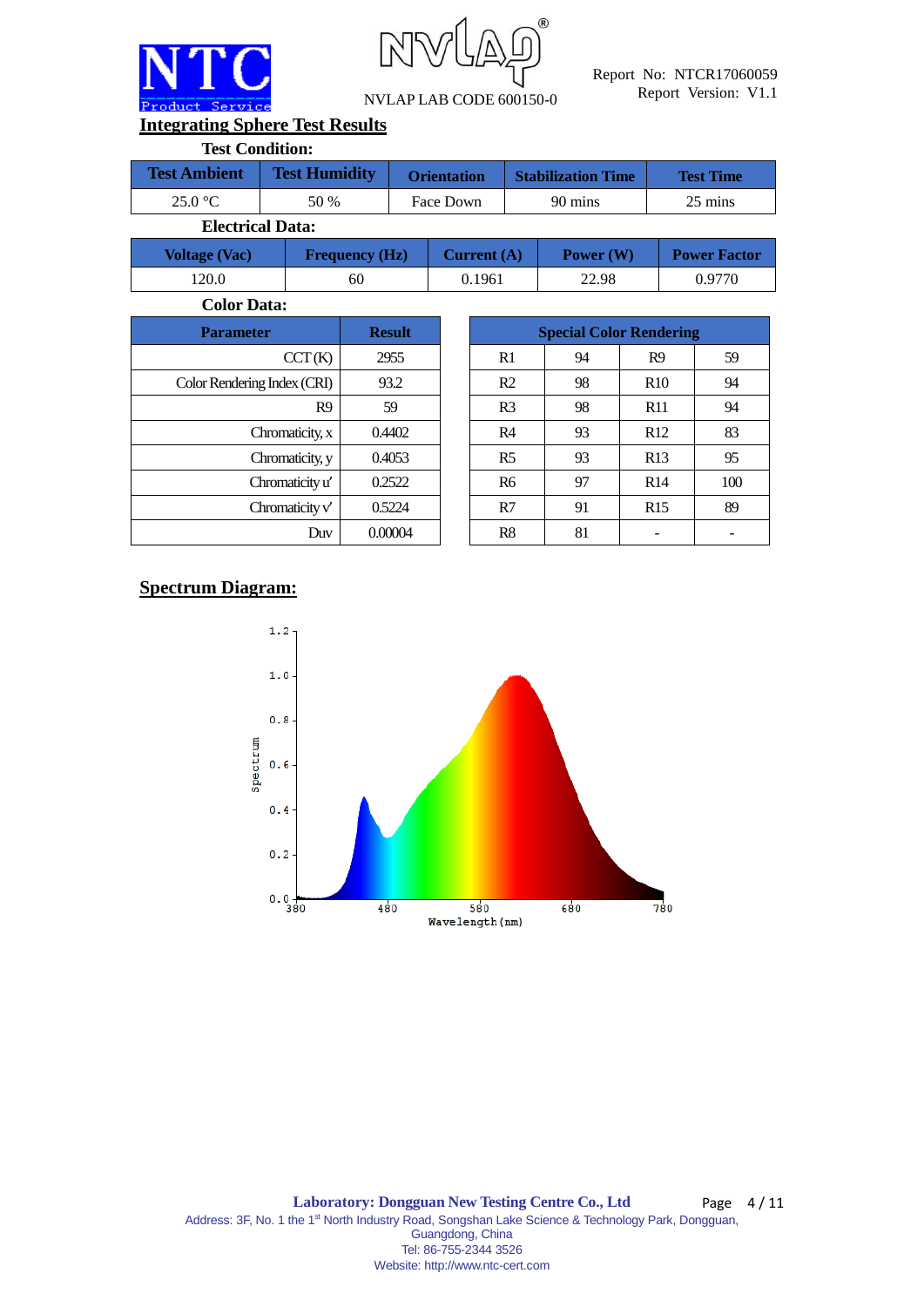NVLAP LAB CODE 600150-0

Report No: NTCR17060059
Report Version: V1.1

## Integrating Sphere Test Results

**Test Condition:**

| Test Ambient | Test Humidity | Orientation | Stabilization Time | Test Time |
|---|---|---|---|---|
| 25.0 °C | 50 % | Face Down | 90 mins | 25 mins |

**Electrical Data:**

| Voltage (Vac) | Frequency (Hz) | Current (A) | Power (W) | Power Factor |
|---|---|---|---|---|
| 120.0 | 60 | 0.1961 | 22.98 | 0.9770 |

**Color Data:**

| Parameter | Result |
|---|---|
| CCT (K) | 2955 |
| Color Rendering Index (CRI) | 93.2 |
| R9 | 59 |
| Chromaticity, x | 0.4402 |
| Chromaticity, y | 0.4053 |
| Chromaticity u' | 0.2522 |
| Chromaticity v' | 0.5224 |
| Duv | 0.00004 |

| Special Color Rendering | | | |
|---|---|---|---|
| R1 | 94 | R9 | 59 |
| R2 | 98 | R10 | 94 |
| R3 | 98 | R11 | 94 |
| R4 | 93 | R12 | 83 |
| R5 | 93 | R13 | 95 |
| R6 | 97 | R14 | 100 |
| R7 | 91 | R15 | 89 |
| R8 | 81 | - | - |

## Spectrum Diagram:

**Laboratory: Dongguan New Testing Centre Co., Ltd**
Address: 3F, No. 1 the 1st North Industry Road, Songshan Lake Science & Technology Park, Dongguan, Guangdong, China
Tel: 86-755-2344 3526
Website: http://www.ntc-cert.com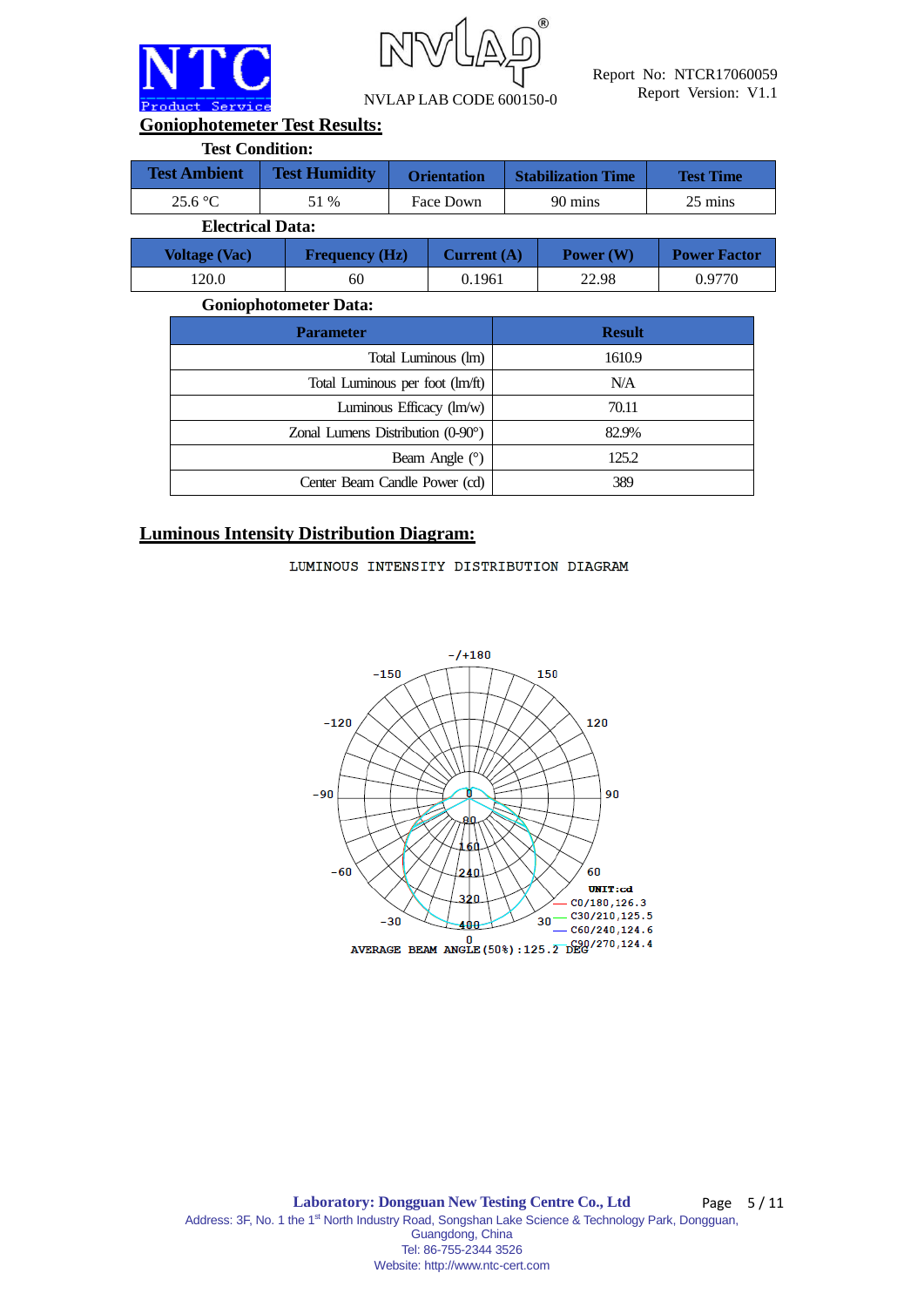## Goniophotometer Test Results:

**Test Condition:**

| Test Ambient | Test Humidity | Orientation | Stabilization Time | Test Time |
|---|---|---|---|---|
| 25.6 °C | 51 % | Face Down | 90 mins | 25 mins |

**Electrical Data:**

| Voltage (Vac) | Frequency (Hz) | Current (A) | Power (W) | Power Factor |
|---|---|---|---|---|
| 120.0 | 60 | 0.1961 | 22.98 | 0.9770 |

**Goniophotometer Data:**

| Parameter | Result |
|---|---|
| Total Luminous (lm) | 1610.9 |
| Total Luminous per foot (lm/ft) | N/A |
| Luminous Efficacy (lm/w) | 70.11 |
| Zonal Lumens Distribution (0-90°) | 82.9% |
| Beam Angle (°) | 125.2 |
| Center Beam Candle Power (cd) | 389 |

## Luminous Intensity Distribution Diagram:

LUMINOUS INTENSITY DISTRIBUTION DIAGRAM

UNIT:cd
C0/180,126.3
C30/210,125.5
C60/240,124.6
C90/270,124.4

AVERAGE BEAM ANGLE(50%):125.2 DEG

**Laboratory: Dongguan New Testing Centre Co., Ltd**

Address: 3F, No. 1 the 1st North Industry Road, Songshan Lake Science & Technology Park, Dongguan, Guangdong, China

Tel: 86-755-2344 3526

Website: http://www.ntc-cert.com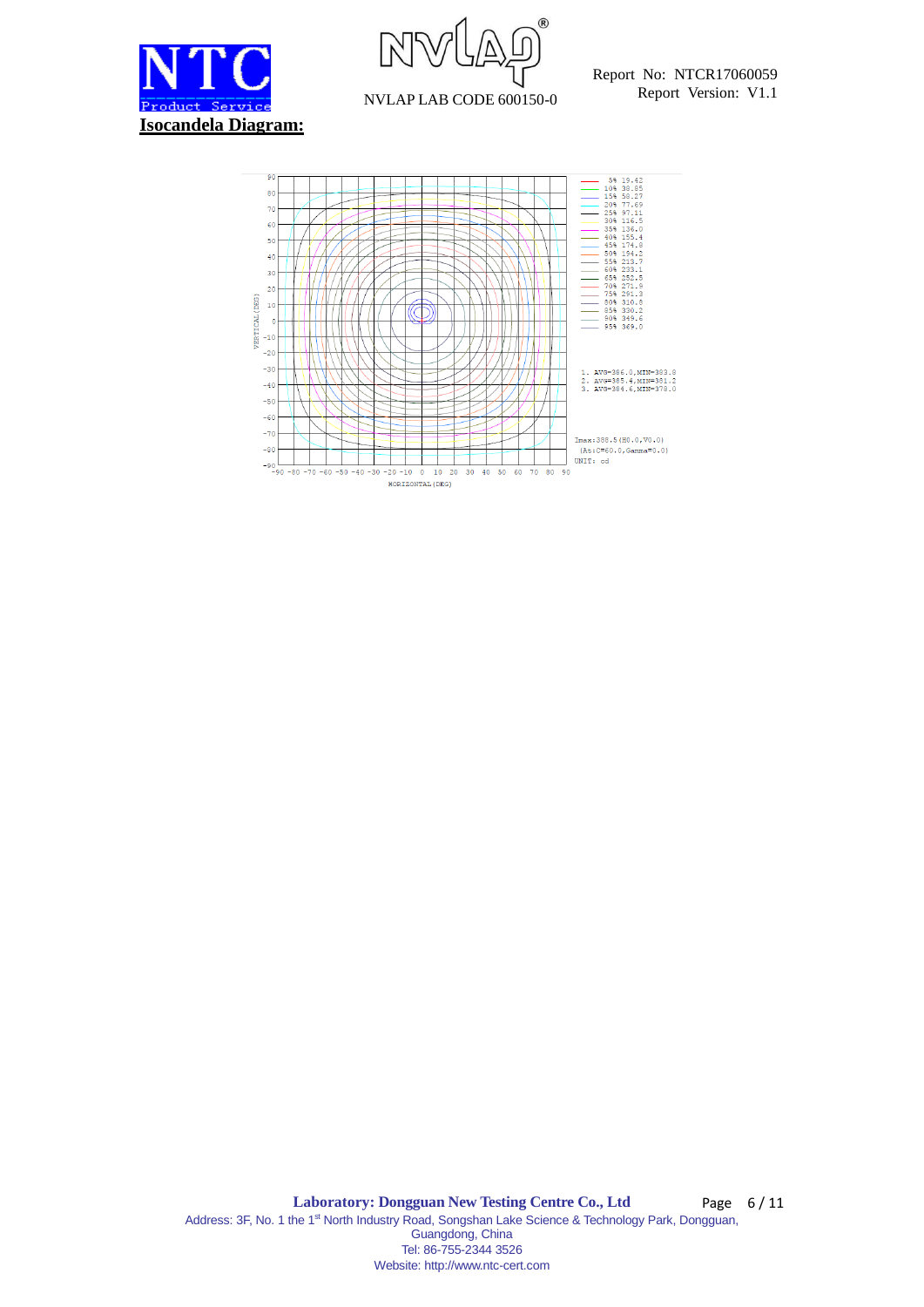**Isocandela Diagram:**

| Level | Value |
|---|---|
| 5% | 19.42 |
| 10% | 38.85 |
| 15% | 58.27 |
| 20% | 77.69 |
| 25% | 97.11 |
| 30% | 116.5 |
| 35% | 136.0 |
| 40% | 155.4 |
| 45% | 174.8 |
| 50% | 194.2 |
| 55% | 213.7 |
| 60% | 233.1 |
| 65% | 252.5 |
| 70% | 271.9 |
| 75% | 291.3 |
| 80% | 310.8 |
| 85% | 330.2 |
| 90% | 349.6 |
| 95% | 369.0 |

1. AVG=386.0,MIN=383.8
2. AVG=385.4,MIN=381.2
3. AVG=384.6,MIN=378.0

Imax:388.5(H0.0,V0.0)
(At:C=60.0,Gamma=0.0)
UNIT: cd

VERTICAL(DEG)

HORIZONTAL(DEG)

**Laboratory: Dongguan New Testing Centre Co., Ltd**

Address: 3F, No. 1 the 1st North Industry Road, Songshan Lake Science & Technology Park, Dongguan, Guangdong, China
Tel: 86-755-2344 3526
Website: http://www.ntc-cert.com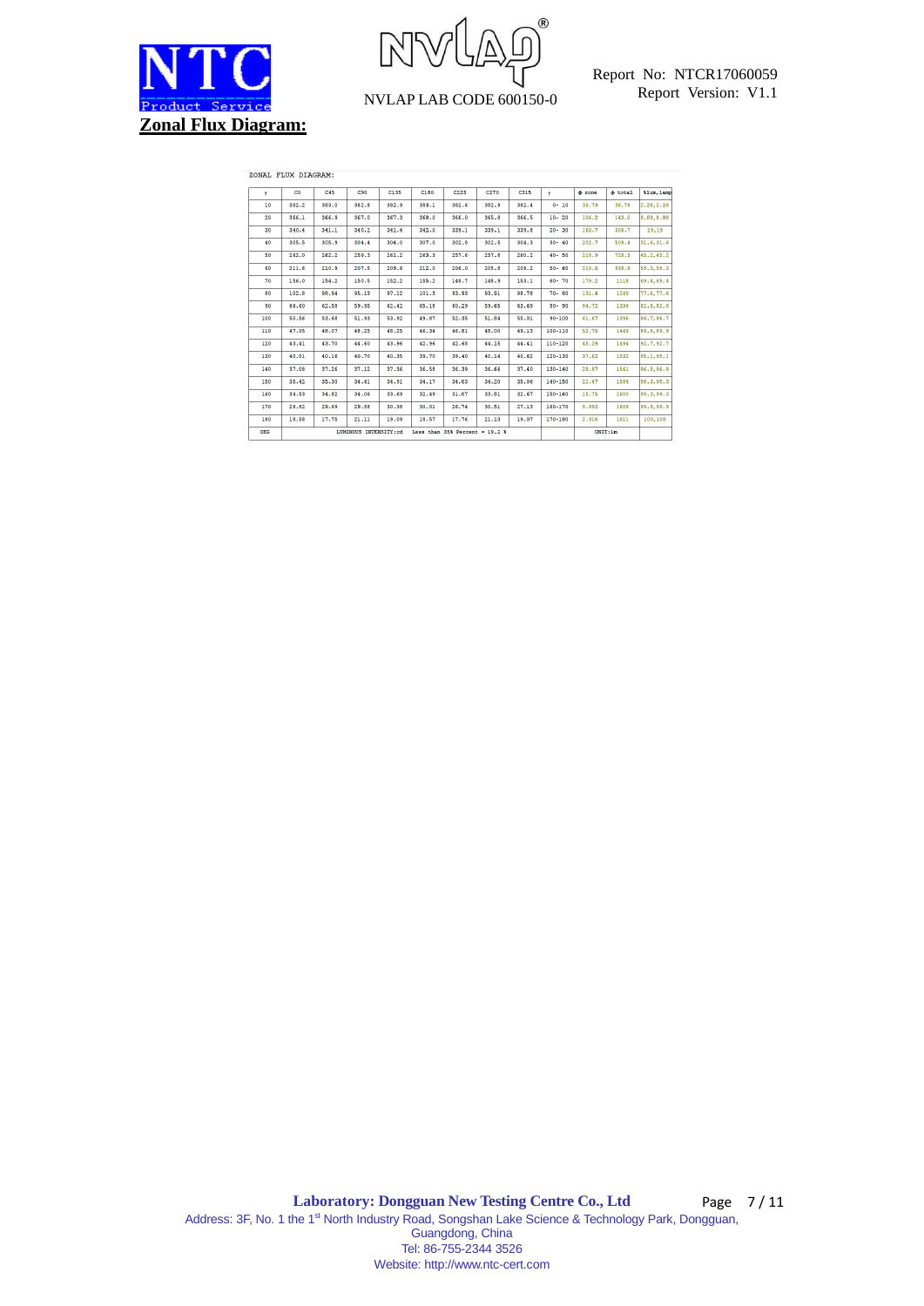## Zonal Flux Diagram:

ZONAL FLUX DIAGRAM:

| γ | C0 | C45 | C90 | C135 | C180 | C225 | C270 | C315 | γ | Φ zone | Φ total | %lum,lamp |
|---|---|---|---|---|---|---|---|---|---|---|---|---|
| 10 | 382.2 | 383.0 | 382.8 | 382.9 | 383.1 | 382.6 | 382.9 | 382.4 | 0- 10 | 36.79 | 36.79 | 2.28,2.28 |
| 20 | 366.1 | 366.9 | 367.0 | 367.3 | 368.0 | 366.0 | 365.8 | 366.5 | 10- 20 | 106.2 | 143.0 | 8.88,8.88 |
| 30 | 340.4 | 341.1 | 340.2 | 341.4 | 342.0 | 339.1 | 339.1 | 339.8 | 20- 30 | 163.7 | 306.7 | 19,19 |
| 40 | 305.5 | 305.9 | 304.4 | 306.0 | 307.0 | 302.8 | 302.5 | 304.3 | 30- 40 | 202.7 | 509.4 | 31.6,31.6 |
| 50 | 262.0 | 262.2 | 259.3 | 261.2 | 263.3 | 257.6 | 257.8 | 260.2 | 40- 50 | 218.9 | 728.3 | 45.2,45.2 |
| 60 | 211.6 | 210.9 | 207.5 | 209.6 | 212.0 | 206.0 | 205.8 | 209.2 | 50- 60 | 210.6 | 938.9 | 58.3,58.3 |
| 70 | 156.0 | 154.2 | 150.5 | 152.2 | 155.2 | 148.7 | 148.9 | 153.1 | 60- 70 | 179.2 | 1118 | 69.4,69.4 |
| 80 | 102.8 | 98.94 | 95.13 | 97.12 | 101.3 | 93.93 | 93.91 | 98.78 | 70- 80 | 131.4 | 1249 | 77.6,77.6 |
| 90 | 66.60 | 62.58 | 59.95 | 62.42 | 65.18 | 60.29 | 59.65 | 63.69 | 80- 90 | 84.72 | 1334 | 82.8,82.8 |
| 100 | 50.56 | 53.68 | 51.93 | 53.92 | 49.87 | 52.35 | 51.84 | 55.01 | 90-100 | 61.67 | 1396 | 86.7,86.7 |
| 110 | 47.05 | 48.07 | 48.25 | 48.25 | 46.34 | 46.81 | 48.00 | 49.13 | 100-110 | 52.75 | 1449 | 89.9,89.9 |
| 120 | 43.41 | 43.70 | 44.60 | 43.96 | 42.96 | 42.48 | 44.15 | 44.41 | 110-120 | 45.29 | 1494 | 92.7,92.7 |
| 130 | 40.01 | 40.16 | 40.70 | 40.35 | 39.70 | 39.40 | 40.14 | 40.62 | 120-130 | 37.62 | 1532 | 95.1,95.1 |
| 140 | 37.08 | 37.26 | 37.12 | 37.36 | 36.58 | 36.39 | 36.66 | 37.40 | 130-140 | 29.87 | 1561 | 96.9,96.9 |
| 150 | 35.42 | 35.30 | 34.61 | 34.91 | 34.17 | 34.03 | 34.20 | 35.06 | 140-150 | 22.47 | 1584 | 98.3,98.3 |
| 160 | 34.53 | 34.82 | 34.06 | 33.69 | 32.49 | 31.07 | 33.81 | 32.67 | 150-160 | 15.75 | 1600 | 99.3,99.3 |
| 170 | 28.82 | 29.69 | 29.58 | 30.38 | 30.01 | 26.74 | 30.51 | 27.13 | 160-170 | 8.992 | 1609 | 99.9,99.9 |
| 180 | 18.58 | 17.75 | 21.11 | 19.09 | 18.57 | 17.76 | 21.13 | 19.07 | 170-180 | 2.316 | 1611 | 100,100 |
| DEG | LUMINOUS INTENSITY:cd | | | | Less than 35% Percent = 19.2 % | | | | | UNIT:lm | | |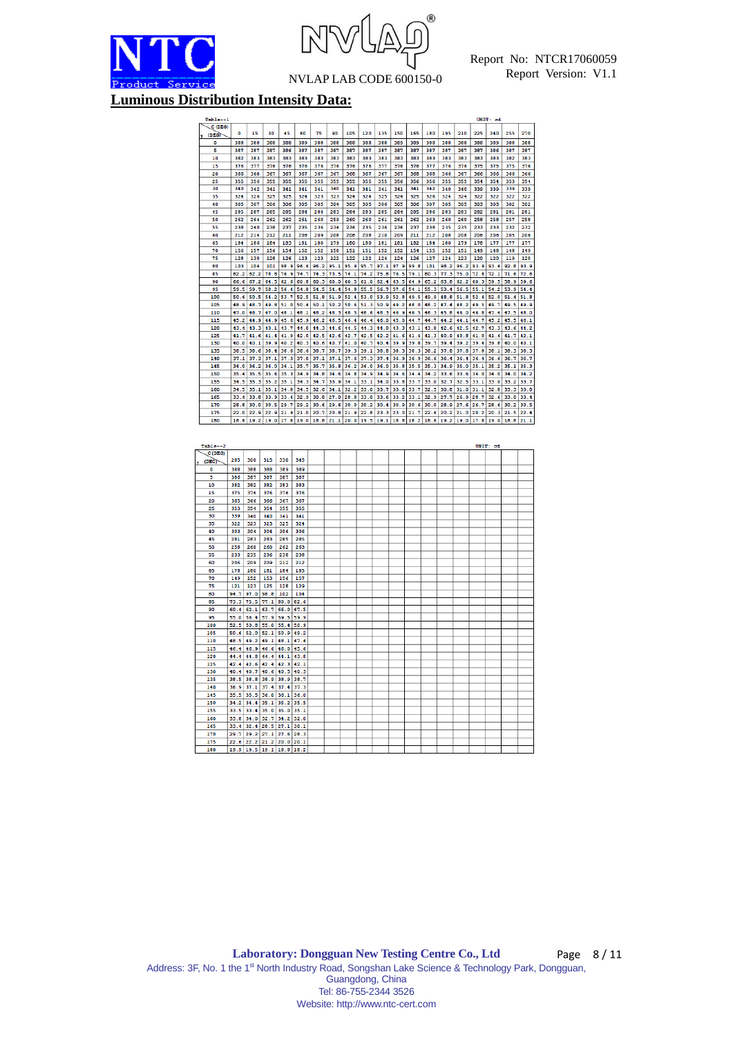## Luminous Distribution Intensity Data:

Table--1 UNIT: cd

| γ (DEG) \ C (DEG) | 0 | 15 | 30 | 45 | 60 | 75 | 90 | 105 | 120 | 135 | 150 | 165 | 180 | 195 | 210 | 225 | 240 | 255 | 270 |
|---|---|---|---|---|---|---|---|---|---|---|---|---|---|---|---|---|---|---|---|
| 0 | 388 | 388 | 388 | 388 | 389 | 388 | 388 | 388 | 388 | 388 | 389 | 389 | 388 | 388 | 388 | 388 | 389 | 388 | 388 |
| 5 | 387 | 387 | 387 | 386 | 387 | 387 | 387 | 387 | 387 | 387 | 387 | 387 | 387 | 387 | 387 | 387 | 386 | 387 | 387 |
| 10 | 382 | 383 | 383 | 383 | 383 | 383 | 383 | 383 | 383 | 383 | 383 | 383 | 383 | 383 | 383 | 383 | 383 | 382 | 383 |
| 15 | 376 | 377 | 376 | 376 | 376 | 376 | 376 | 376 | 376 | 377 | 376 | 376 | 377 | 376 | 376 | 375 | 375 | 375 | 376 |
| 20 | 366 | 368 | 367 | 367 | 367 | 367 | 367 | 367 | 367 | 367 | 367 | 368 | 368 | 366 | 367 | 366 | 366 | 366 | 366 |
| 25 | 355 | 356 | 355 | 355 | 355 | 355 | 355 | 355 | 355 | 355 | 356 | 356 | 356 | 355 | 355 | 354 | 354 | 353 | 354 |
| 30 | 340 | 342 | 341 | 341 | 341 | 341 | 340 | 341 | 341 | 341 | 341 | 341 | 342 | 340 | 340 | 339 | 339 | 339 | 339 |
| 35 | 324 | 326 | 325 | 325 | 324 | 323 | 323 | 324 | 324 | 325 | 324 | 325 | 326 | 324 | 324 | 322 | 322 | 322 | 322 |
| 40 | 305 | 307 | 306 | 306 | 305 | 305 | 304 | 305 | 305 | 306 | 305 | 306 | 307 | 305 | 305 | 303 | 303 | 302 | 302 |
| 45 | 285 | 287 | 285 | 285 | 284 | 284 | 283 | 284 | 283 | 285 | 284 | 285 | 286 | 283 | 283 | 282 | 281 | 281 | 281 |
| 50 | 262 | 264 | 262 | 262 | 261 | 260 | 259 | 260 | 260 | 261 | 261 | 262 | 263 | 260 | 260 | 258 | 258 | 257 | 258 |
| 55 | 238 | 240 | 238 | 237 | 235 | 236 | 234 | 236 | 235 | 236 | 236 | 237 | 238 | 235 | 235 | 233 | 233 | 232 | 232 |
| 60 | 212 | 214 | 212 | 211 | 208 | 209 | 208 | 208 | 208 | 210 | 209 | 211 | 212 | 208 | 208 | 206 | 206 | 205 | 206 |
| 65 | 184 | 186 | 184 | 183 | 181 | 180 | 179 | 180 | 180 | 181 | 181 | 182 | 184 | 180 | 179 | 178 | 177 | 177 | 177 |
| 70 | 156 | 157 | 156 | 154 | 152 | 152 | 150 | 151 | 151 | 152 | 152 | 154 | 155 | 152 | 151 | 149 | 148 | 148 | 149 |
| 75 | 128 | 130 | 128 | 126 | 123 | 123 | 122 | 122 | 122 | 124 | 124 | 126 | 127 | 124 | 123 | 120 | 120 | 119 | 120 |
| 80 | 103 | 104 | 101 | 98.9 | 96.6 | 96.2 | 95.1 | 95.9 | 95.7 | 97.1 | 97.9 | 99.8 | 101 | 98.2 | 96.2 | 93.9 | 93.4 | 92.8 | 93.9 |
| 85 | 82.2 | 82.2 | 78.8 | 76.9 | 74.7 | 74.3 | 73.5 | 74.1 | 74.2 | 75.8 | 76.5 | 79.1 | 80.3 | 77.3 | 75.0 | 72.8 | 72.1 | 71.6 | 72.8 |
| 90 | 66.6 | 67.2 | 64.5 | 62.6 | 60.8 | 60.3 | 60.0 | 60.5 | 61.0 | 62.4 | 63.5 | 64.9 | 65.2 | 63.8 | 62.2 | 60.3 | 59.5 | 58.9 | 59.6 |
| 95 | 59.5 | 59.7 | 58.2 | 56.4 | 54.8 | 54.5 | 54.4 | 54.8 | 55.5 | 56.7 | 57.6 | 54.1 | 55.3 | 53.4 | 56.5 | 55.1 | 54.2 | 53.9 | 54.4 |
| 100 | 50.6 | 50.5 | 54.2 | 53.7 | 52.5 | 51.8 | 51.9 | 52.4 | 53.0 | 53.9 | 52.8 | 49.5 | 49.8 | 48.8 | 51.8 | 52.4 | 52.0 | 51.4 | 51.8 |
| 105 | 48.9 | 48.7 | 49.8 | 51.0 | 50.4 | 50.1 | 50.2 | 50.6 | 51.3 | 50.9 | 49.2 | 48.0 | 48.2 | 47.4 | 48.2 | 49.5 | 49.7 | 49.5 | 49.9 |
| 110 | 47.0 | 46.7 | 47.0 | 48.1 | 48.1 | 48.2 | 48.3 | 48.5 | 48.8 | 48.3 | 46.9 | 46.3 | 46.3 | 45.8 | 46.0 | 46.8 | 47.4 | 47.5 | 48.0 |
| 115 | 45.2 | 44.9 | 44.9 | 45.6 | 45.9 | 46.2 | 46.5 | 46.4 | 46.4 | 46.0 | 45.0 | 44.7 | 44.7 | 44.2 | 44.1 | 44.7 | 45.2 | 45.5 | 46.1 |
| 120 | 43.4 | 43.3 | 43.1 | 43.7 | 44.0 | 44.3 | 44.6 | 44.5 | 44.3 | 44.0 | 43.3 | 43.1 | 43.0 | 42.6 | 42.5 | 42.7 | 43.3 | 43.6 | 44.2 |
| 125 | 41.7 | 41.6 | 41.4 | 41.9 | 42.0 | 42.5 | 42.6 | 42.7 | 42.5 | 42.2 | 41.6 | 41.4 | 41.3 | 40.9 | 40.8 | 41.0 | 41.4 | 41.7 | 42.1 |
| 130 | 40.0 | 40.1 | 39.9 | 40.2 | 40.3 | 40.6 | 40.7 | 41.0 | 40.7 | 40.4 | 39.9 | 39.8 | 39.7 | 39.4 | 39.2 | 39.4 | 39.8 | 40.0 | 40.1 |
| 135 | 38.5 | 38.6 | 38.4 | 38.6 | 38.6 | 38.7 | 38.7 | 39.3 | 39.1 | 38.8 | 38.3 | 38.3 | 38.2 | 37.8 | 37.8 | 37.8 | 38.1 | 38.3 | 38.3 |
| 140 | 37.1 | 37.3 | 37.1 | 37.3 | 37.0 | 37.1 | 37.1 | 37.6 | 37.3 | 37.4 | 36.9 | 36.9 | 36.6 | 36.4 | 36.4 | 36.4 | 36.6 | 36.7 | 36.7 |
| 145 | 36.0 | 36.2 | 36.0 | 36.1 | 35.7 | 35.7 | 35.8 | 36.2 | 36.0 | 36.0 | 35.8 | 35.5 | 35.3 | 34.9 | 35.0 | 35.1 | 35.2 | 35.1 | 35.3 |
| 150 | 35.4 | 35.5 | 35.6 | 35.3 | 34.9 | 34.8 | 34.6 | 34.8 | 34.9 | 34.9 | 34.6 | 34.4 | 34.2 | 33.6 | 33.6 | 34.0 | 34.0 | 34.0 | 34.2 |
| 155 | 34.5 | 35.3 | 35.2 | 35.1 | 34.3 | 34.7 | 33.9 | 34.1 | 33.1 | 34.0 | 33.8 | 33.7 | 33.0 | 32.7 | 32.5 | 33.1 | 33.0 | 33.2 | 33.7 |
| 160 | 34.5 | 35.1 | 35.1 | 34.8 | 34.5 | 32.6 | 34.1 | 32.2 | 33.0 | 33.7 | 33.6 | 33.7 | 32.5 | 30.8 | 31.0 | 31.1 | 32.8 | 33.3 | 33.8 |
| 165 | 33.4 | 33.8 | 33.9 | 33.4 | 32.9 | 30.8 | 27.0 | 28.8 | 33.0 | 33.6 | 33.2 | 33.1 | 32.9 | 27.7 | 26.9 | 28.7 | 32.6 | 33.0 | 33.4 |
| 170 | 28.8 | 30.0 | 30.5 | 29.7 | 29.2 | 30.6 | 29.6 | 30.0 | 30.2 | 30.4 | 30.9 | 30.6 | 30.0 | 28.9 | 27.6 | 26.7 | 28.6 | 30.2 | 30.5 |
| 175 | 22.0 | 22.9 | 22.9 | 21.9 | 21.8 | 20.7 | 20.8 | 21.9 | 22.8 | 23.3 | 23.0 | 21.7 | 22.6 | 20.2 | 21.0 | 20.2 | 20.3 | 21.5 | 22.4 |
| 180 | 18.6 | 19.2 | 19.0 | 17.8 | 19.0 | 18.8 | 21.1 | 20.0 | 19.5 | 19.1 | 18.8 | 18.2 | 18.6 | 19.2 | 19.0 | 17.8 | 19.0 | 18.8 | 21.1 |

Table--2 UNIT: cd

| γ (DEG) \ C (DEG) | 285 | 300 | 315 | 330 | 345 |
|---|---|---|---|---|---|
| 0 | 388 | 388 | 388 | 389 | 389 |
| 5 | 386 | 387 | 387 | 387 | 387 |
| 10 | 382 | 382 | 382 | 383 | 383 |
| 15 | 375 | 376 | 376 | 376 | 376 |
| 20 | 365 | 366 | 366 | 367 | 367 |
| 25 | 353 | 354 | 354 | 355 | 355 |
| 30 | 339 | 340 | 340 | 341 | 341 |
| 35 | 322 | 323 | 323 | 325 | 324 |
| 40 | 303 | 304 | 304 | 306 | 306 |
| 45 | 281 | 283 | 283 | 285 | 285 |
| 50 | 258 | 260 | 260 | 262 | 263 |
| 55 | 233 | 235 | 236 | 238 | 238 |
| 60 | 206 | 209 | 209 | 212 | 212 |
| 65 | 178 | 180 | 181 | 184 | 185 |
| 70 | 149 | 152 | 153 | 156 | 157 |
| 75 | 121 | 123 | 125 | 128 | 129 |
| 80 | 94.7 | 97.0 | 98.8 | 102 | 104 |
| 85 | 73.3 | 75.5 | 77.1 | 80.0 | 82.6 |
| 90 | 60.4 | 62.1 | 63.7 | 66.0 | 67.5 |
| 95 | 55.0 | 56.4 | 57.9 | 59.5 | 59.9 |
| 100 | 52.5 | 53.0 | 55.0 | 55.4 | 50.9 |
| 105 | 50.6 | 52.0 | 52.1 | 50.9 | 49.2 |
| 110 | 48.5 | 49.2 | 49.1 | 48.1 | 47.4 |
| 115 | 46.4 | 46.9 | 46.6 | 46.0 | 45.6 |
| 120 | 44.4 | 44.8 | 44.4 | 44.1 | 43.8 |
| 125 | 42.4 | 42.6 | 42.4 | 42.3 | 42.1 |
| 130 | 40.4 | 40.7 | 40.6 | 40.5 | 40.3 |
| 135 | 38.5 | 38.8 | 38.9 | 38.9 | 38.7 |
| 140 | 36.9 | 37.1 | 37.4 | 37.4 | 37.3 |
| 145 | 35.5 | 35.5 | 36.0 | 36.1 | 36.0 |
| 150 | 34.2 | 34.4 | 35.1 | 35.2 | 35.5 |
| 155 | 33.5 | 33.4 | 35.0 | 35.0 | 35.1 |
| 160 | 33.8 | 34.0 | 32.7 | 34.2 | 32.0 |
| 165 | 33.4 | 32.4 | 28.5 | 27.1 | 30.1 |
| 170 | 29.7 | 29.2 | 27.1 | 27.6 | 28.3 |
| 175 | 22.6 | 22.2 | 21.2 | 20.0 | 20.1 |
| 180 | 19.9 | 19.5 | 19.1 | 18.8 | 18.2 |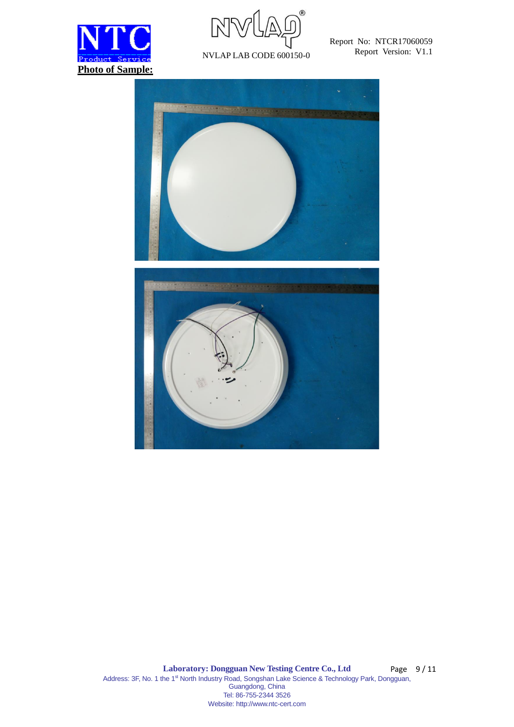**Photo of Sample:**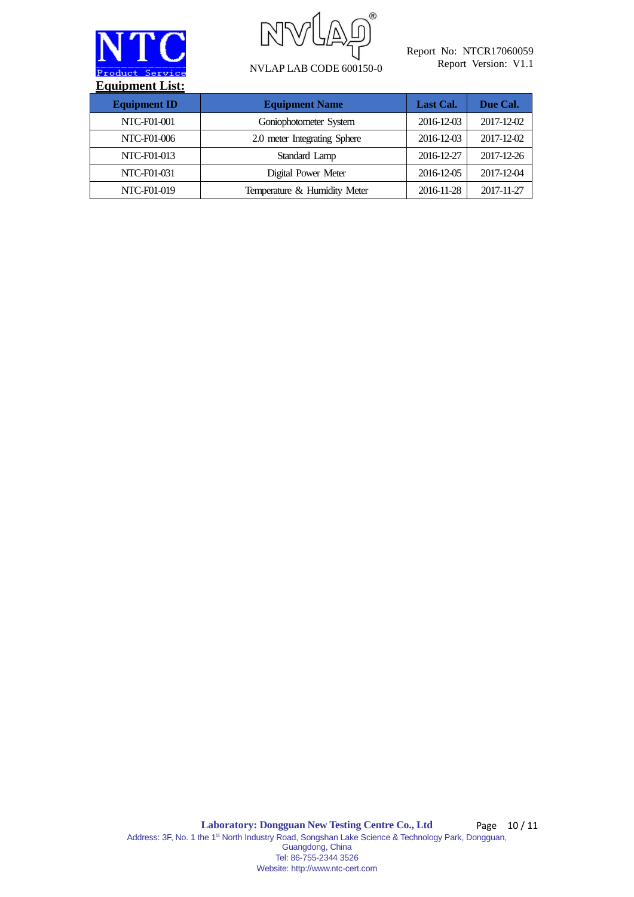## Equipment List:

| Equipment ID | Equipment Name | Last Cal. | Due Cal. |
|---|---|---|---|
| NTC-F01-001 | Goniophotometer System | 2016-12-03 | 2017-12-02 |
| NTC-F01-006 | 2.0 meter Integrating Sphere | 2016-12-03 | 2017-12-02 |
| NTC-F01-013 | Standard Lamp | 2016-12-27 | 2017-12-26 |
| NTC-F01-031 | Digital Power Meter | 2016-12-05 | 2017-12-04 |
| NTC-F01-019 | Temperature & Humidity Meter | 2016-11-28 | 2017-11-27 |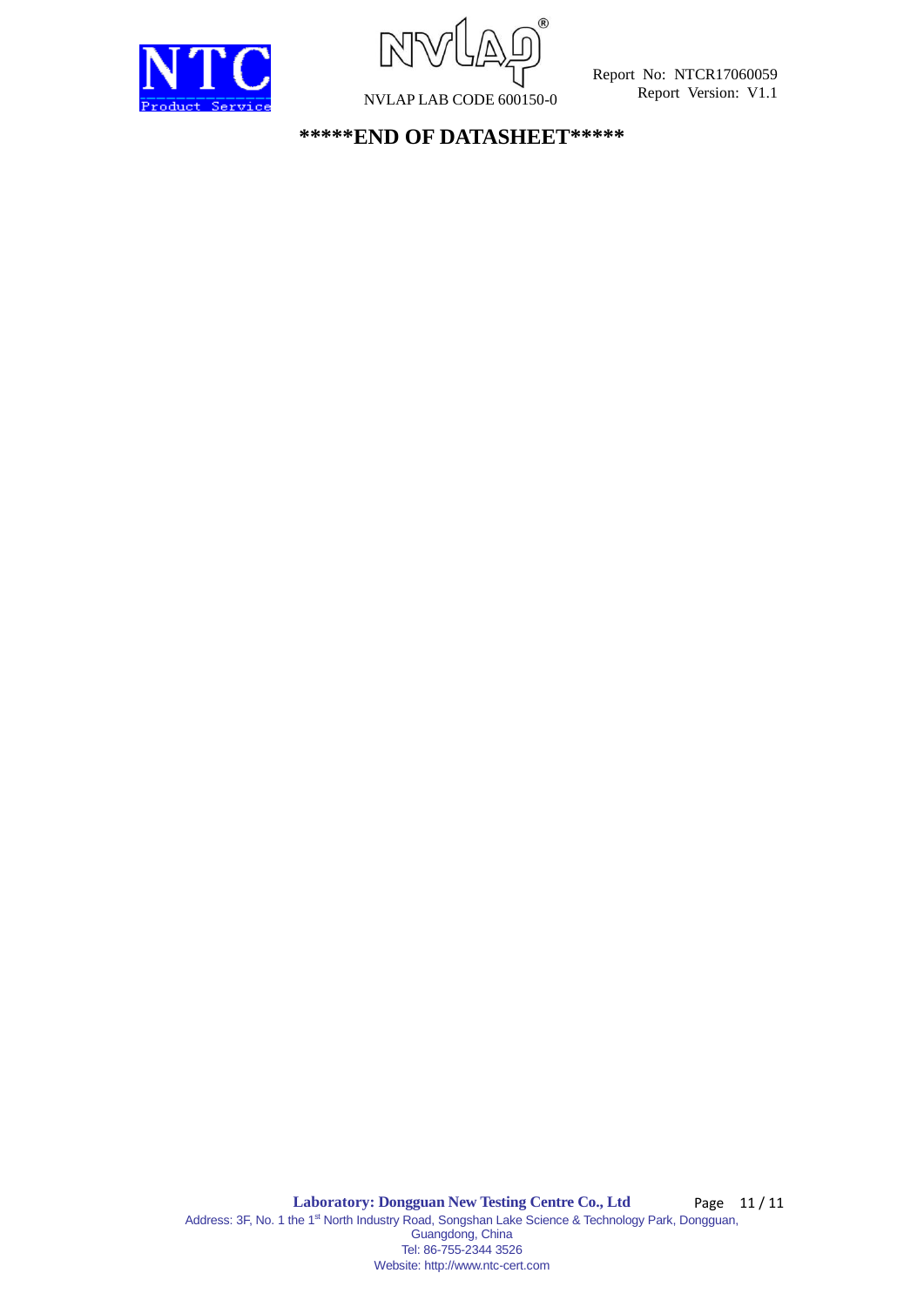**\*\*\*\*\*END OF DATASHEET\*\*\*\*\***

*****END OF DATASHEET*****